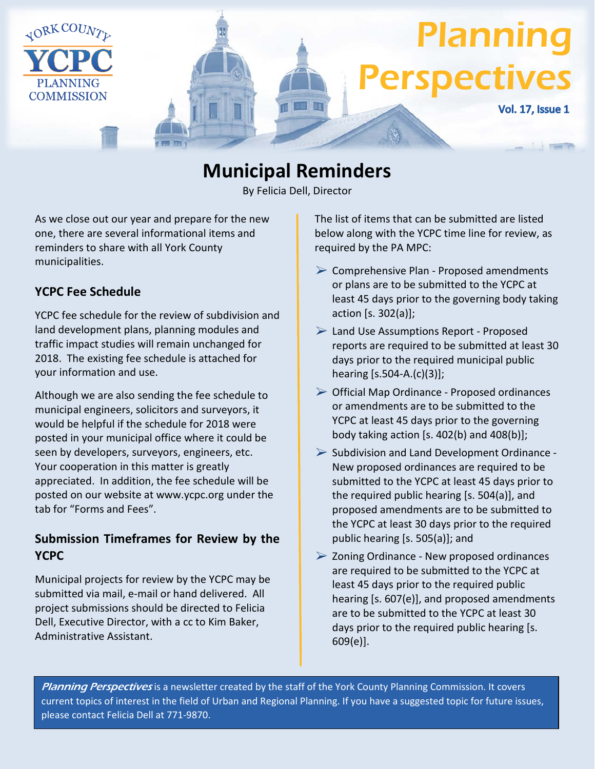# Planning Perspectives

YORK COUNTY YCPC PLANNING COMMISSION

Vol. 17, Issue 1

## Municipal Reminders

By Felicia Dell, Director

As we close out our year and prepare for the new one, there are several informational items and reminders to share with all York County municipalities.

### YCPC Fee Schedule

YCPC fee schedule for the review of subdivision and land development plans, planning modules and traffic impact studies will remain unchanged for 2018. The existing fee schedule is attached for your information and use.

Although we are also sending the fee schedule to municipal engineers, solicitors and surveyors, it would be helpful if the schedule for 2018 were posted in your municipal office where it could be seen by developers, surveyors, engineers, etc. Your cooperation in this matter is greatly appreciated. In addition, the fee schedule will be posted on our website at www.ycpc.org under the tab for "Forms and Fees".

### Submission Timeframes for Review by the YCPC

Municipal projects for review by the YCPC may be submitted via mail, e-mail or hand delivered. All project submissions should be directed to Felicia Dell, Executive Director, with a cc to Kim Baker, Administrative Assistant.

The list of items that can be submitted are listed below along with the YCPC time line for review, as required by the PA MPC:

- Comprehensive Plan - Proposed amendments or plans are to be submitted to the YCPC at least 45 days prior to the governing body taking action [s. 302(a)];
- Land Use Assumptions Report - Proposed reports are required to be submitted at least 30 days prior to the required municipal public hearing [s.504-A.(c)(3)];
- Official Map Ordinance - Proposed ordinances or amendments are to be submitted to the YCPC at least 45 days prior to the governing body taking action [s. 402(b) and 408(b)];
- Subdivision and Land Development Ordinance - New proposed ordinances are required to be submitted to the YCPC at least 45 days prior to the required public hearing [s. 504(a)], and proposed amendments are to be submitted to the YCPC at least 30 days prior to the required public hearing [s. 505(a)]; and
- Zoning Ordinance - New proposed ordinances are required to be submitted to the YCPC at least 45 days prior to the required public hearing [s. 607(e)], and proposed amendments are to be submitted to the YCPC at least 30 days prior to the required public hearing [s. 609(e)].

***Planning Perspectives*** is a newsletter created by the staff of the York County Planning Commission. It covers current topics of interest in the field of Urban and Regional Planning. If you have a suggested topic for future issues, please contact Felicia Dell at 771-9870.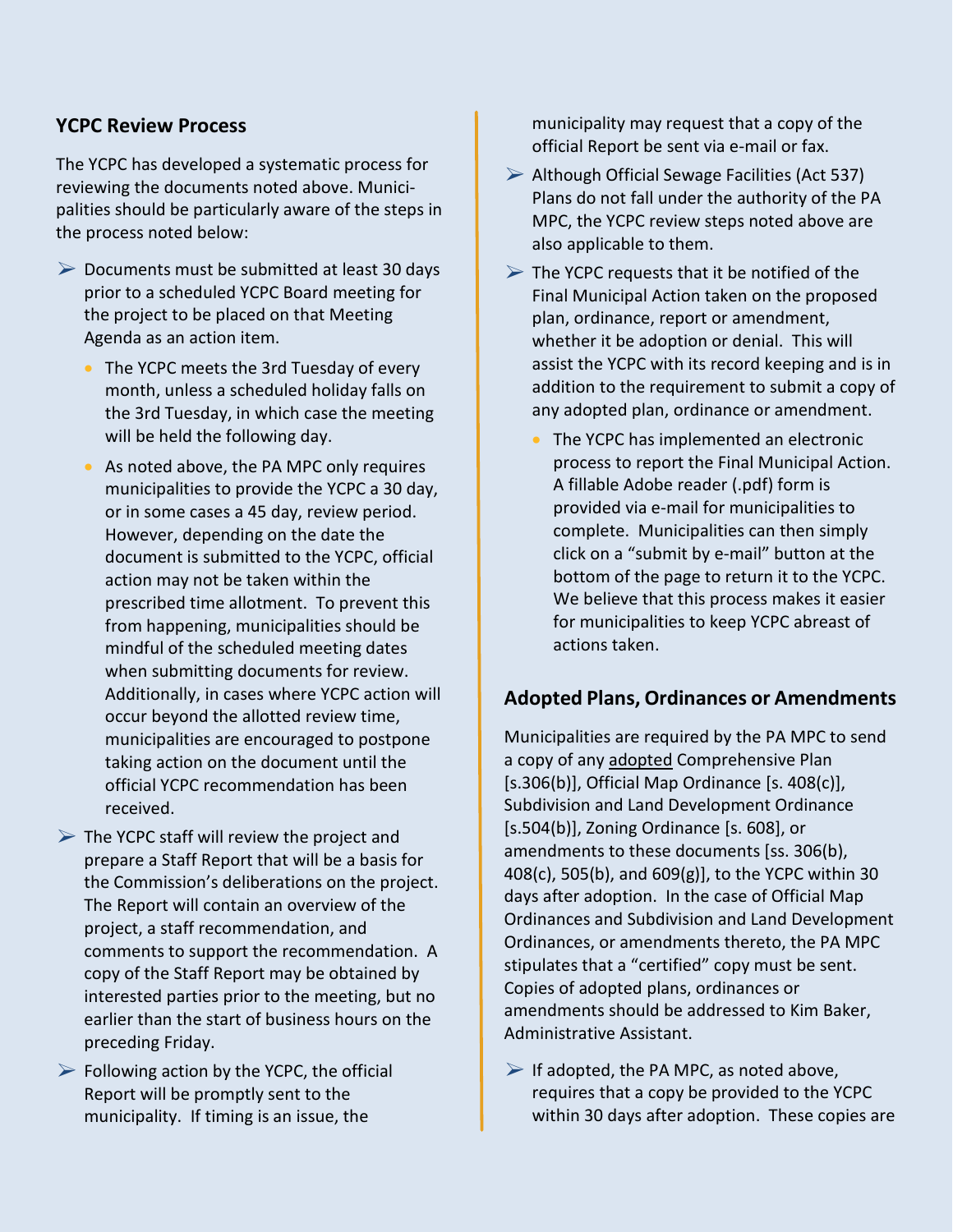## YCPC Review Process

The YCPC has developed a systematic process for reviewing the documents noted above. Municipalities should be particularly aware of the steps in the process noted below:

- Documents must be submitted at least 30 days prior to a scheduled YCPC Board meeting for the project to be placed on that Meeting Agenda as an action item.
  - The YCPC meets the 3rd Tuesday of every month, unless a scheduled holiday falls on the 3rd Tuesday, in which case the meeting will be held the following day.
  - As noted above, the PA MPC only requires municipalities to provide the YCPC a 30 day, or in some cases a 45 day, review period. However, depending on the date the document is submitted to the YCPC, official action may not be taken within the prescribed time allotment. To prevent this from happening, municipalities should be mindful of the scheduled meeting dates when submitting documents for review. Additionally, in cases where YCPC action will occur beyond the allotted review time, municipalities are encouraged to postpone taking action on the document until the official YCPC recommendation has been received.
- The YCPC staff will review the project and prepare a Staff Report that will be a basis for the Commission's deliberations on the project. The Report will contain an overview of the project, a staff recommendation, and comments to support the recommendation. A copy of the Staff Report may be obtained by interested parties prior to the meeting, but no earlier than the start of business hours on the preceding Friday.
- Following action by the YCPC, the official Report will be promptly sent to the municipality. If timing is an issue, the municipality may request that a copy of the official Report be sent via e-mail or fax.
- Although Official Sewage Facilities (Act 537) Plans do not fall under the authority of the PA MPC, the YCPC review steps noted above are also applicable to them.
- The YCPC requests that it be notified of the Final Municipal Action taken on the proposed plan, ordinance, report or amendment, whether it be adoption or denial. This will assist the YCPC with its record keeping and is in addition to the requirement to submit a copy of any adopted plan, ordinance or amendment.
  - The YCPC has implemented an electronic process to report the Final Municipal Action. A fillable Adobe reader (.pdf) form is provided via e-mail for municipalities to complete. Municipalities can then simply click on a "submit by e-mail" button at the bottom of the page to return it to the YCPC. We believe that this process makes it easier for municipalities to keep YCPC abreast of actions taken.

## Adopted Plans, Ordinances or Amendments

Municipalities are required by the PA MPC to send a copy of any adopted Comprehensive Plan [s.306(b)], Official Map Ordinance [s. 408(c)], Subdivision and Land Development Ordinance [s.504(b)], Zoning Ordinance [s. 608], or amendments to these documents [ss. 306(b), 408(c), 505(b), and 609(g)], to the YCPC within 30 days after adoption. In the case of Official Map Ordinances and Subdivision and Land Development Ordinances, or amendments thereto, the PA MPC stipulates that a "certified" copy must be sent. Copies of adopted plans, ordinances or amendments should be addressed to Kim Baker, Administrative Assistant.

- If adopted, the PA MPC, as noted above, requires that a copy be provided to the YCPC within 30 days after adoption. These copies are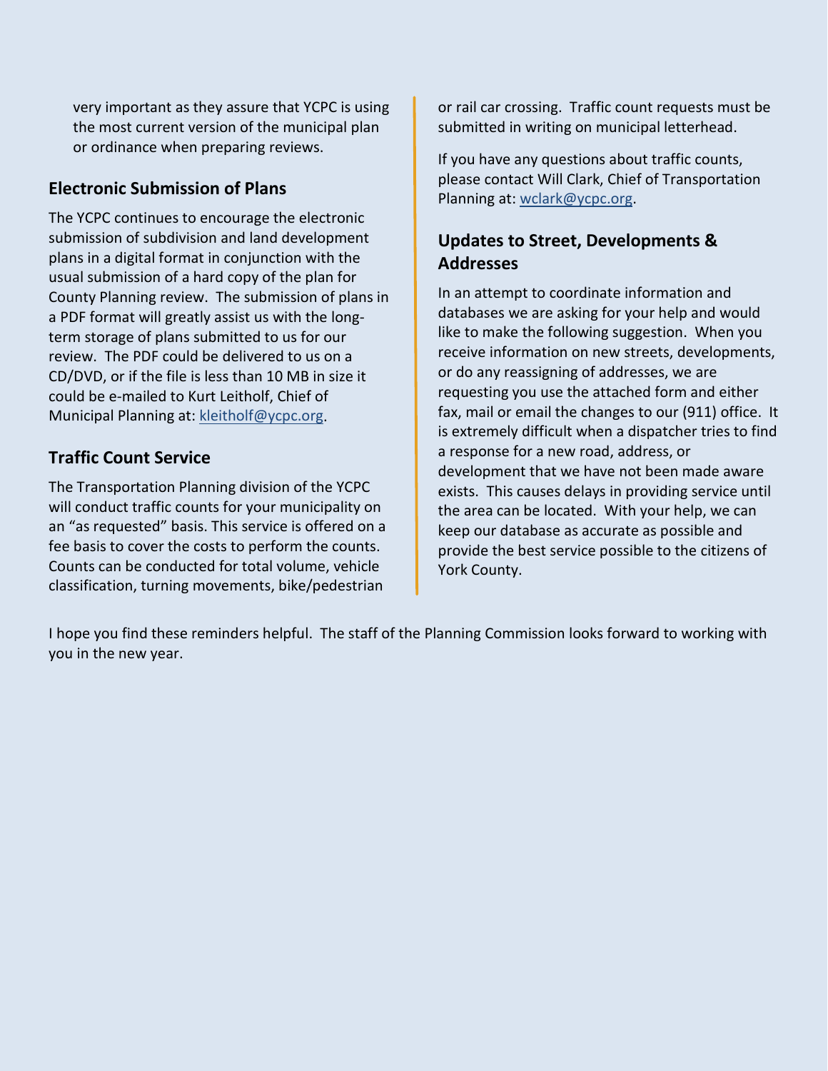very important as they assure that YCPC is using the most current version of the municipal plan or ordinance when preparing reviews.

## Electronic Submission of Plans

The YCPC continues to encourage the electronic submission of subdivision and land development plans in a digital format in conjunction with the usual submission of a hard copy of the plan for County Planning review. The submission of plans in a PDF format will greatly assist us with the long-term storage of plans submitted to us for our review. The PDF could be delivered to us on a CD/DVD, or if the file is less than 10 MB in size it could be e-mailed to Kurt Leitholf, Chief of Municipal Planning at: kleitholf@ycpc.org.

## Traffic Count Service

The Transportation Planning division of the YCPC will conduct traffic counts for your municipality on an "as requested" basis. This service is offered on a fee basis to cover the costs to perform the counts. Counts can be conducted for total volume, vehicle classification, turning movements, bike/pedestrian or rail car crossing. Traffic count requests must be submitted in writing on municipal letterhead.

If you have any questions about traffic counts, please contact Will Clark, Chief of Transportation Planning at: wclark@ycpc.org.

## Updates to Street, Developments & Addresses

In an attempt to coordinate information and databases we are asking for your help and would like to make the following suggestion. When you receive information on new streets, developments, or do any reassigning of addresses, we are requesting you use the attached form and either fax, mail or email the changes to our (911) office. It is extremely difficult when a dispatcher tries to find a response for a new road, address, or development that we have not been made aware exists. This causes delays in providing service until the area can be located. With your help, we can keep our database as accurate as possible and provide the best service possible to the citizens of York County.

I hope you find these reminders helpful. The staff of the Planning Commission looks forward to working with you in the new year.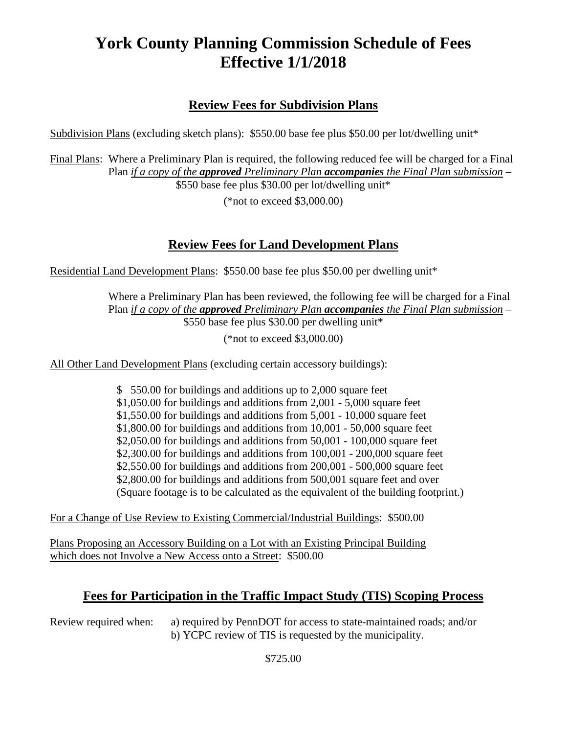# York County Planning Commission Schedule of Fees Effective 1/1/2018

## Review Fees for Subdivision Plans

Subdivision Plans (excluding sketch plans): $550.00 base fee plus $50.00 per lot/dwelling unit*

Final Plans: Where a Preliminary Plan is required, the following reduced fee will be charged for a Final Plan *if a copy of the* ***approved*** *Preliminary Plan* ***accompanies*** *the Final Plan submission* – $550 base fee plus $30.00 per lot/dwelling unit*

(*not to exceed $3,000.00)

## Review Fees for Land Development Plans

Residential Land Development Plans: $550.00 base fee plus $50.00 per dwelling unit*

Where a Preliminary Plan has been reviewed, the following fee will be charged for a Final Plan *if a copy of the* ***approved*** *Preliminary Plan* ***accompanies*** *the Final Plan submission* – $550 base fee plus $30.00 per dwelling unit*

(*not to exceed $3,000.00)

All Other Land Development Plans (excluding certain accessory buildings):

$ 550.00 for buildings and additions up to 2,000 square feet
$1,050.00 for buildings and additions from 2,001 - 5,000 square feet
$1,550.00 for buildings and additions from 5,001 - 10,000 square feet
$1,800.00 for buildings and additions from 10,001 - 50,000 square feet
$2,050.00 for buildings and additions from 50,001 - 100,000 square feet
$2,300.00 for buildings and additions from 100,001 - 200,000 square feet
$2,550.00 for buildings and additions from 200,001 - 500,000 square feet
$2,800.00 for buildings and additions from 500,001 square feet and over
(Square footage is to be calculated as the equivalent of the building footprint.)

For a Change of Use Review to Existing Commercial/Industrial Buildings: $500.00

Plans Proposing an Accessory Building on a Lot with an Existing Principal Building which does not Involve a New Access onto a Street: $500.00

## Fees for Participation in the Traffic Impact Study (TIS) Scoping Process

Review required when: a) required by PennDOT for access to state-maintained roads; and/or
b) YCPC review of TIS is requested by the municipality.

$725.00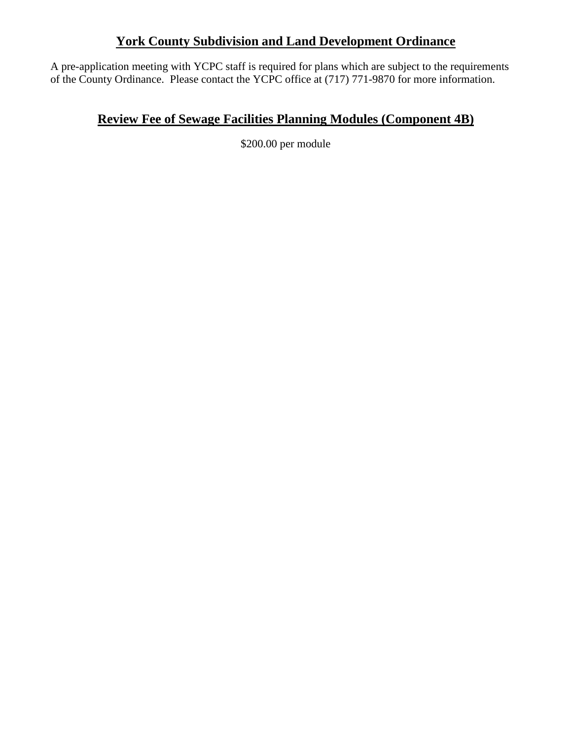## York County Subdivision and Land Development Ordinance

A pre-application meeting with YCPC staff is required for plans which are subject to the requirements of the County Ordinance. Please contact the YCPC office at (717) 771-9870 for more information.

## Review Fee of Sewage Facilities Planning Modules (Component 4B)

$200.00 per module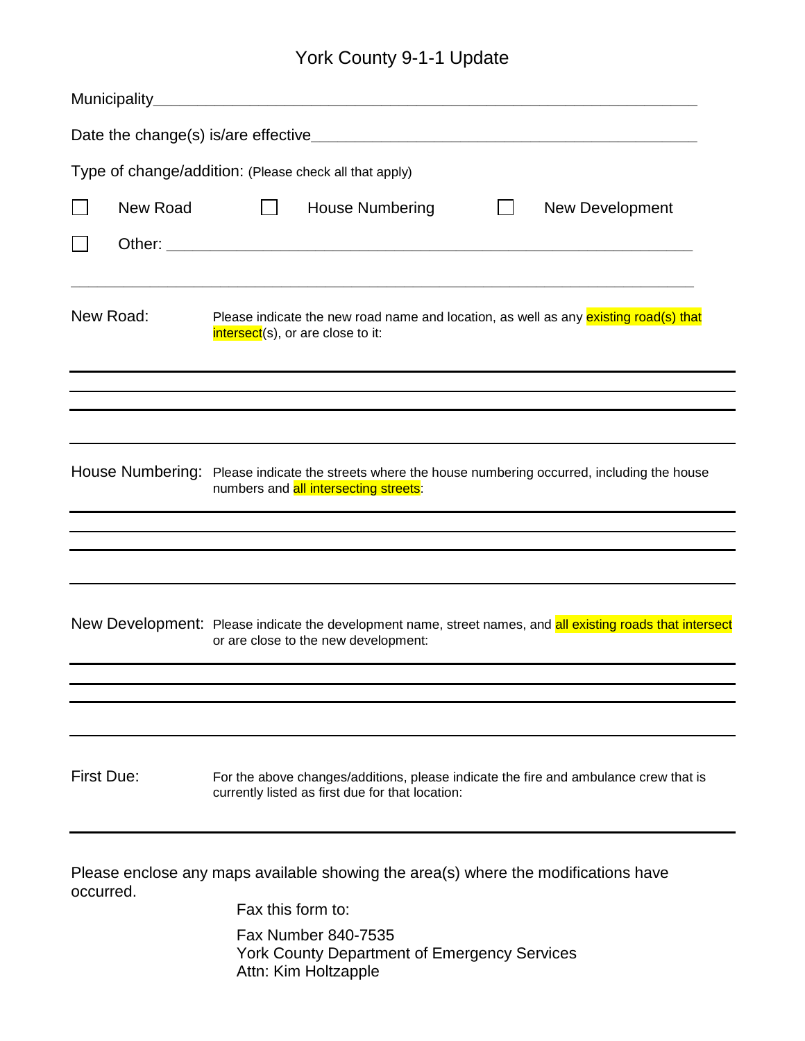# York County 9-1-1 Update

Municipality\_\_\_\_\_\_\_\_\_\_\_\_\_\_\_\_\_\_\_\_\_\_\_\_\_\_\_\_\_\_\_\_\_\_\_\_\_\_\_\_\_\_\_\_\_\_\_\_\_\_\_\_\_\_\_\_\_\_\_\_

Date the change(s) is/are effective\_\_\_\_\_\_\_\_\_\_\_\_\_\_\_\_\_\_\_\_\_\_\_\_\_\_\_\_\_\_\_\_\_\_\_\_\_\_\_\_\_\_

Type of change/addition: (Please check all that apply)

- ☐ New Road
- ☐ House Numbering
- ☐ New Development
- ☐ Other: \_\_\_\_\_\_\_\_\_\_\_\_\_\_\_\_\_\_\_\_\_\_\_\_\_\_\_\_\_\_\_\_\_\_\_\_\_\_\_\_\_\_\_\_\_\_\_\_\_\_\_\_\_\_\_\_\_\_

\_\_\_\_\_\_\_\_\_\_\_\_\_\_\_\_\_\_\_\_\_\_\_\_\_\_\_\_\_\_\_\_\_\_\_\_\_\_\_\_\_\_\_\_\_\_\_\_\_\_\_\_\_\_\_\_\_\_\_\_\_\_\_\_\_\_\_\_

**New Road:** Please indicate the new road name and location, as well as any existing road(s) that intersect(s), or are close to it:

\_\_\_\_\_\_\_\_\_\_\_\_\_\_\_\_\_\_\_\_\_\_\_\_\_\_\_\_\_\_\_\_\_\_\_\_\_\_\_\_\_\_\_\_\_\_\_\_\_\_\_\_\_\_\_\_\_\_\_\_\_\_\_\_\_\_\_\_

\_\_\_\_\_\_\_\_\_\_\_\_\_\_\_\_\_\_\_\_\_\_\_\_\_\_\_\_\_\_\_\_\_\_\_\_\_\_\_\_\_\_\_\_\_\_\_\_\_\_\_\_\_\_\_\_\_\_\_\_\_\_\_\_\_\_\_\_

\_\_\_\_\_\_\_\_\_\_\_\_\_\_\_\_\_\_\_\_\_\_\_\_\_\_\_\_\_\_\_\_\_\_\_\_\_\_\_\_\_\_\_\_\_\_\_\_\_\_\_\_\_\_\_\_\_\_\_\_\_\_\_\_\_\_\_\_

\_\_\_\_\_\_\_\_\_\_\_\_\_\_\_\_\_\_\_\_\_\_\_\_\_\_\_\_\_\_\_\_\_\_\_\_\_\_\_\_\_\_\_\_\_\_\_\_\_\_\_\_\_\_\_\_\_\_\_\_\_\_\_\_\_\_\_\_

**House Numbering:** Please indicate the streets where the house numbering occurred, including the house numbers and all intersecting streets:

\_\_\_\_\_\_\_\_\_\_\_\_\_\_\_\_\_\_\_\_\_\_\_\_\_\_\_\_\_\_\_\_\_\_\_\_\_\_\_\_\_\_\_\_\_\_\_\_\_\_\_\_\_\_\_\_\_\_\_\_\_\_\_\_\_\_\_\_

\_\_\_\_\_\_\_\_\_\_\_\_\_\_\_\_\_\_\_\_\_\_\_\_\_\_\_\_\_\_\_\_\_\_\_\_\_\_\_\_\_\_\_\_\_\_\_\_\_\_\_\_\_\_\_\_\_\_\_\_\_\_\_\_\_\_\_\_

\_\_\_\_\_\_\_\_\_\_\_\_\_\_\_\_\_\_\_\_\_\_\_\_\_\_\_\_\_\_\_\_\_\_\_\_\_\_\_\_\_\_\_\_\_\_\_\_\_\_\_\_\_\_\_\_\_\_\_\_\_\_\_\_\_\_\_\_

\_\_\_\_\_\_\_\_\_\_\_\_\_\_\_\_\_\_\_\_\_\_\_\_\_\_\_\_\_\_\_\_\_\_\_\_\_\_\_\_\_\_\_\_\_\_\_\_\_\_\_\_\_\_\_\_\_\_\_\_\_\_\_\_\_\_\_\_

**New Development:** Please indicate the development name, street names, and all existing roads that intersect or are close to the new development:

\_\_\_\_\_\_\_\_\_\_\_\_\_\_\_\_\_\_\_\_\_\_\_\_\_\_\_\_\_\_\_\_\_\_\_\_\_\_\_\_\_\_\_\_\_\_\_\_\_\_\_\_\_\_\_\_\_\_\_\_\_\_\_\_\_\_\_\_

\_\_\_\_\_\_\_\_\_\_\_\_\_\_\_\_\_\_\_\_\_\_\_\_\_\_\_\_\_\_\_\_\_\_\_\_\_\_\_\_\_\_\_\_\_\_\_\_\_\_\_\_\_\_\_\_\_\_\_\_\_\_\_\_\_\_\_\_

\_\_\_\_\_\_\_\_\_\_\_\_\_\_\_\_\_\_\_\_\_\_\_\_\_\_\_\_\_\_\_\_\_\_\_\_\_\_\_\_\_\_\_\_\_\_\_\_\_\_\_\_\_\_\_\_\_\_\_\_\_\_\_\_\_\_\_\_

\_\_\_\_\_\_\_\_\_\_\_\_\_\_\_\_\_\_\_\_\_\_\_\_\_\_\_\_\_\_\_\_\_\_\_\_\_\_\_\_\_\_\_\_\_\_\_\_\_\_\_\_\_\_\_\_\_\_\_\_\_\_\_\_\_\_\_\_

**First Due:** For the above changes/additions, please indicate the fire and ambulance crew that is currently listed as first due for that location:

\_\_\_\_\_\_\_\_\_\_\_\_\_\_\_\_\_\_\_\_\_\_\_\_\_\_\_\_\_\_\_\_\_\_\_\_\_\_\_\_\_\_\_\_\_\_\_\_\_\_\_\_\_\_\_\_\_\_\_\_\_\_\_\_\_\_\_\_

Please enclose any maps available showing the area(s) where the modifications have occurred.

Fax this form to:

Fax Number 840-7535
York County Department of Emergency Services
Attn: Kim Holtzapple